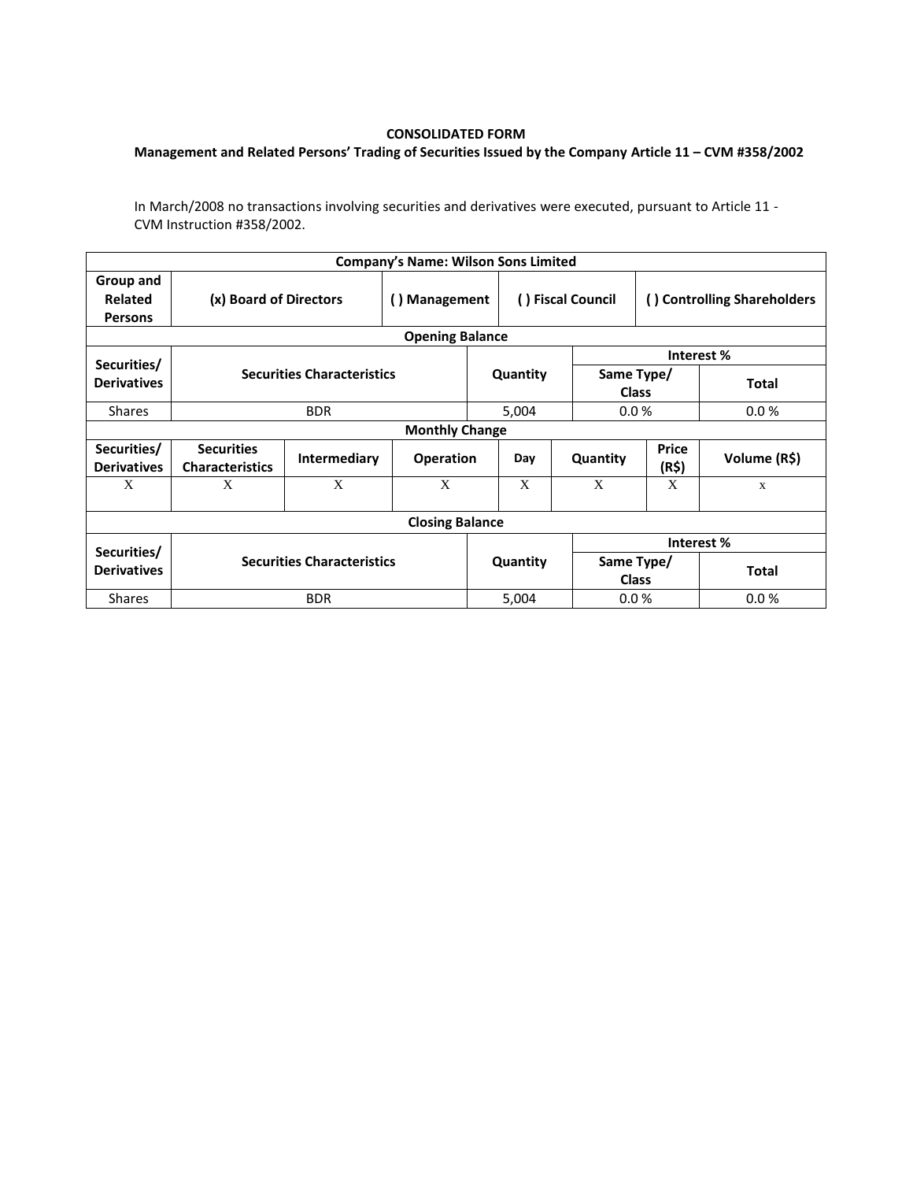**CONSOLIDATED FORM**

**Management and Related Persons' Trading of Securities Issued by the Company Article 11 – CVM #358/2002**

In March/2008 no transactions involving securities and derivatives were executed, pursuant to Article 11 - CVM Instruction #358/2002.

| **Company's Name: Wilson Sons Limited** | | | | | | | |
|---|---|---|---|---|---|---|---|
| **Group and Related Persons** | **(x) Board of Directors** | | **( ) Management** | | **( ) Fiscal Council** | **( ) Controlling Shareholders** | |
| **Opening Balance** | | | | | | | |
| **Securities/ Derivatives** | **Securities Characteristics** | | | **Quantity** | | **Interest %** | |
| | | | | | | **Same Type/ Class** | **Total** |
| Shares | BDR | | | 5,004 | | 0.0 % | 0.0 % |
| **Monthly Change** | | | | | | | |
| **Securities/ Derivatives** | **Securities Characteristics** | **Intermediary** | **Operation** | **Day** | **Quantity** | **Price (R$)** | **Volume (R$)** |
| X | X | X | X | X | X | X | x |
| **Closing Balance** | | | | | | | |
| **Securities/ Derivatives** | **Securities Characteristics** | | | **Quantity** | | **Interest %** | |
| | | | | | | **Same Type/ Class** | **Total** |
| Shares | BDR | | | 5,004 | | 0.0 % | 0.0 % |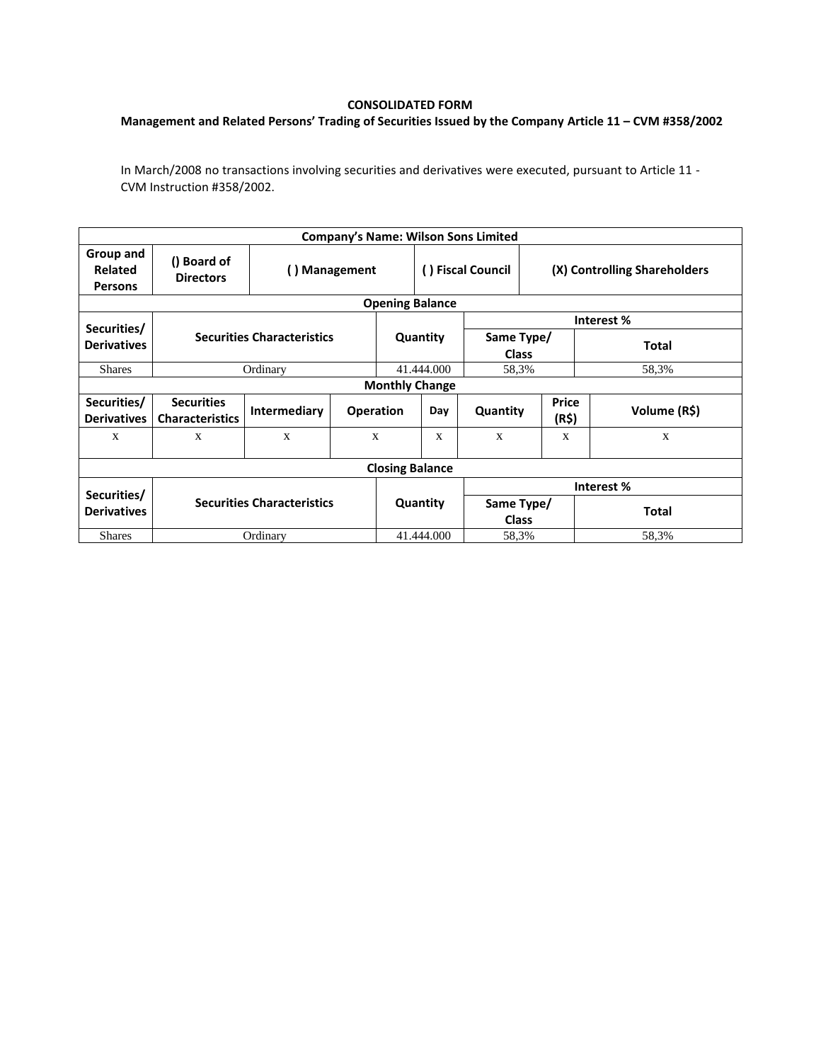**CONSOLIDATED FORM**

**Management and Related Persons' Trading of Securities Issued by the Company Article 11 – CVM #358/2002**

In March/2008 no transactions involving securities and derivatives were executed, pursuant to Article 11 - CVM Instruction #358/2002.

| **Company's Name: Wilson Sons Limited** | | | | | | | |
|---|---|---|---|---|---|---|---|
| **Group and Related Persons** | **() Board of Directors** | **( ) Management** | | **( ) Fiscal Council** | **(X) Controlling Shareholders** | | |
| **Opening Balance** | | | | | | | |
| **Securities/ Derivatives** | **Securities Characteristics** | | | **Quantity** | **Interest %** | | |
| | | | | | **Same Type/ Class** | | **Total** |
| Shares | Ordinary | | | 41.444.000 | 58,3% | | 58,3% |
| **Monthly Change** | | | | | | | |
| **Securities/ Derivatives** | **Securities Characteristics** | **Intermediary** | **Operation** | **Day** | **Quantity** | **Price (R$)** | **Volume (R$)** |
| X | X | X | X | X | X | X | X |
| **Closing Balance** | | | | | | | |
| **Securities/ Derivatives** | **Securities Characteristics** | | | **Quantity** | **Interest %** | | |
| | | | | | **Same Type/ Class** | | **Total** |
| Shares | Ordinary | | | 41.444.000 | 58,3% | | 58,3% |